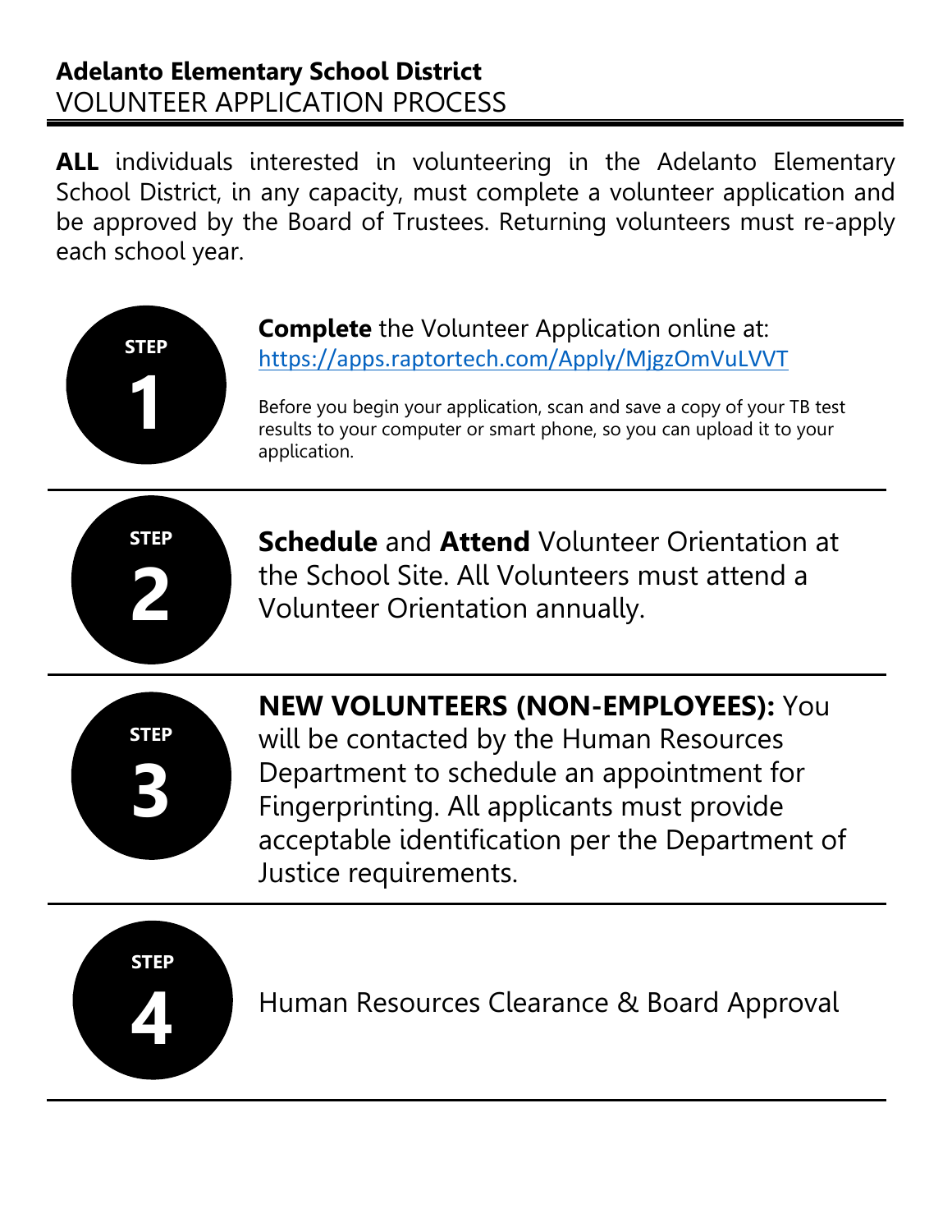**Adelanto Elementary School District**
VOLUNTEER APPLICATION PROCESS

**ALL** individuals interested in volunteering in the Adelanto Elementary School District, in any capacity, must complete a volunteer application and be approved by the Board of Trustees. Returning volunteers must re-apply each school year.

## STEP 1

**Complete** the Volunteer Application online at:
https://apps.raptortech.com/Apply/MjgzOmVuLVVT

Before you begin your application, scan and save a copy of your TB test results to your computer or smart phone, so you can upload it to your application.

## STEP 2

**Schedule** and **Attend** Volunteer Orientation at the School Site. All Volunteers must attend a Volunteer Orientation annually.

## STEP 3

**NEW VOLUNTEERS (NON-EMPLOYEES):** You will be contacted by the Human Resources Department to schedule an appointment for Fingerprinting. All applicants must provide acceptable identification per the Department of Justice requirements.

## STEP 4

Human Resources Clearance & Board Approval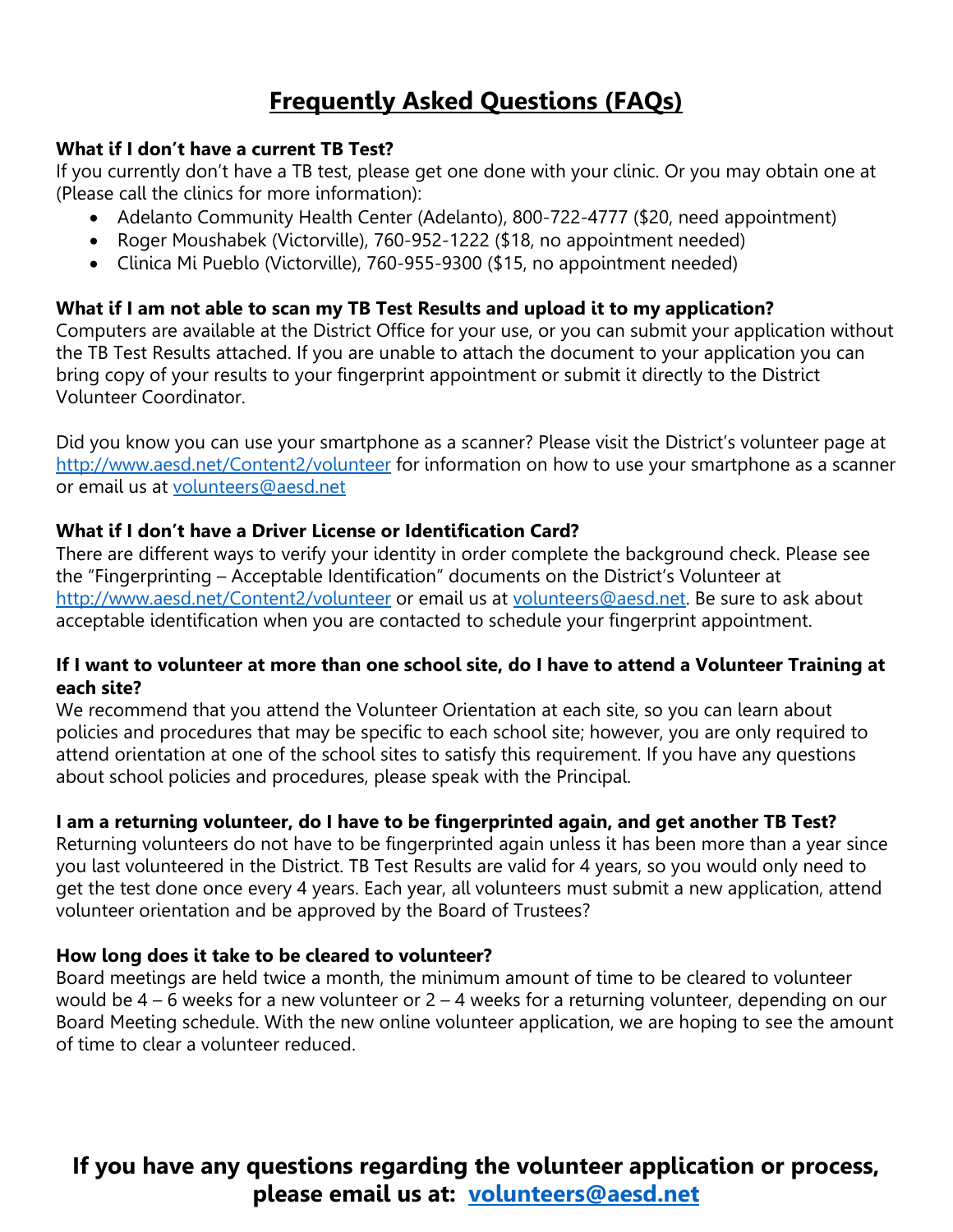# Frequently Asked Questions (FAQs)

**What if I don't have a current TB Test?**
If you currently don't have a TB test, please get one done with your clinic. Or you may obtain one at (Please call the clinics for more information):

- Adelanto Community Health Center (Adelanto), 800-722-4777 ($20, need appointment)
- Roger Moushabek (Victorville), 760-952-1222 ($18, no appointment needed)
- Clinica Mi Pueblo (Victorville), 760-955-9300 ($15, no appointment needed)

**What if I am not able to scan my TB Test Results and upload it to my application?**
Computers are available at the District Office for your use, or you can submit your application without the TB Test Results attached. If you are unable to attach the document to your application you can bring copy of your results to your fingerprint appointment or submit it directly to the District Volunteer Coordinator.

Did you know you can use your smartphone as a scanner? Please visit the District's volunteer page at http://www.aesd.net/Content2/volunteer for information on how to use your smartphone as a scanner or email us at volunteers@aesd.net

**What if I don't have a Driver License or Identification Card?**
There are different ways to verify your identity in order complete the background check. Please see the "Fingerprinting – Acceptable Identification" documents on the District's Volunteer at http://www.aesd.net/Content2/volunteer or email us at volunteers@aesd.net. Be sure to ask about acceptable identification when you are contacted to schedule your fingerprint appointment.

**If I want to volunteer at more than one school site, do I have to attend a Volunteer Training at each site?**
We recommend that you attend the Volunteer Orientation at each site, so you can learn about policies and procedures that may be specific to each school site; however, you are only required to attend orientation at one of the school sites to satisfy this requirement. If you have any questions about school policies and procedures, please speak with the Principal.

**I am a returning volunteer, do I have to be fingerprinted again, and get another TB Test?**
Returning volunteers do not have to be fingerprinted again unless it has been more than a year since you last volunteered in the District. TB Test Results are valid for 4 years, so you would only need to get the test done once every 4 years. Each year, all volunteers must submit a new application, attend volunteer orientation and be approved by the Board of Trustees?

**How long does it take to be cleared to volunteer?**
Board meetings are held twice a month, the minimum amount of time to be cleared to volunteer would be 4 – 6 weeks for a new volunteer or 2 – 4 weeks for a returning volunteer, depending on our Board Meeting schedule. With the new online volunteer application, we are hoping to see the amount of time to clear a volunteer reduced.

**If you have any questions regarding the volunteer application or process, please email us at: volunteers@aesd.net**